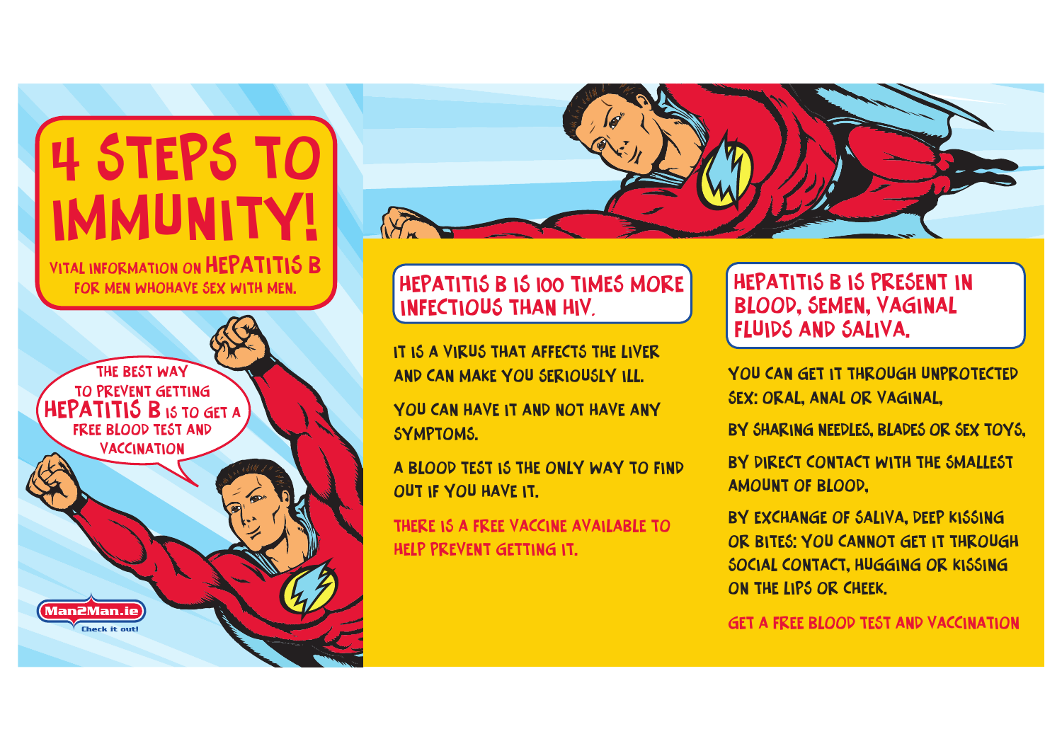# 4 STEPS TO IMMUNITY!

VITAL INFORMATION ON **HEPATITIS B** FOR MEN WHOHAVE SEX WITH MEN.

THE BEST WAY TO PREVENT GETTING **HEPATITIS B** IS TO GET A FREE BLOOD TEST AND VACCINATION

Man2Man.ie
Check it out!

## HEPATITIS B IS 100 TIMES MORE INFECTIOUS THAN HIV.

IT IS A VIRUS THAT AFFECTS THE LIVER AND CAN MAKE YOU SERIOUSLY ILL.

YOU CAN HAVE IT AND NOT HAVE ANY SYMPTOMS.

A BLOOD TEST IS THE ONLY WAY TO FIND OUT IF YOU HAVE IT.

THERE IS A FREE VACCINE AVAILABLE TO HELP PREVENT GETTING IT.

## HEPATITIS B IS PRESENT IN BLOOD, SEMEN, VAGINAL FLUIDS AND SALIVA.

YOU CAN GET IT THROUGH UNPROTECTED SEX: ORAL, ANAL OR VAGINAL,

BY SHARING NEEDLES, BLADES OR SEX TOYS,

BY DIRECT CONTACT WITH THE SMALLEST AMOUNT OF BLOOD,

BY EXCHANGE OF SALIVA, DEEP KISSING OR BITES: YOU CANNOT GET IT THROUGH SOCIAL CONTACT, HUGGING OR KISSING ON THE LIPS OR CHEEK.

GET A FREE BLOOD TEST AND VACCINATION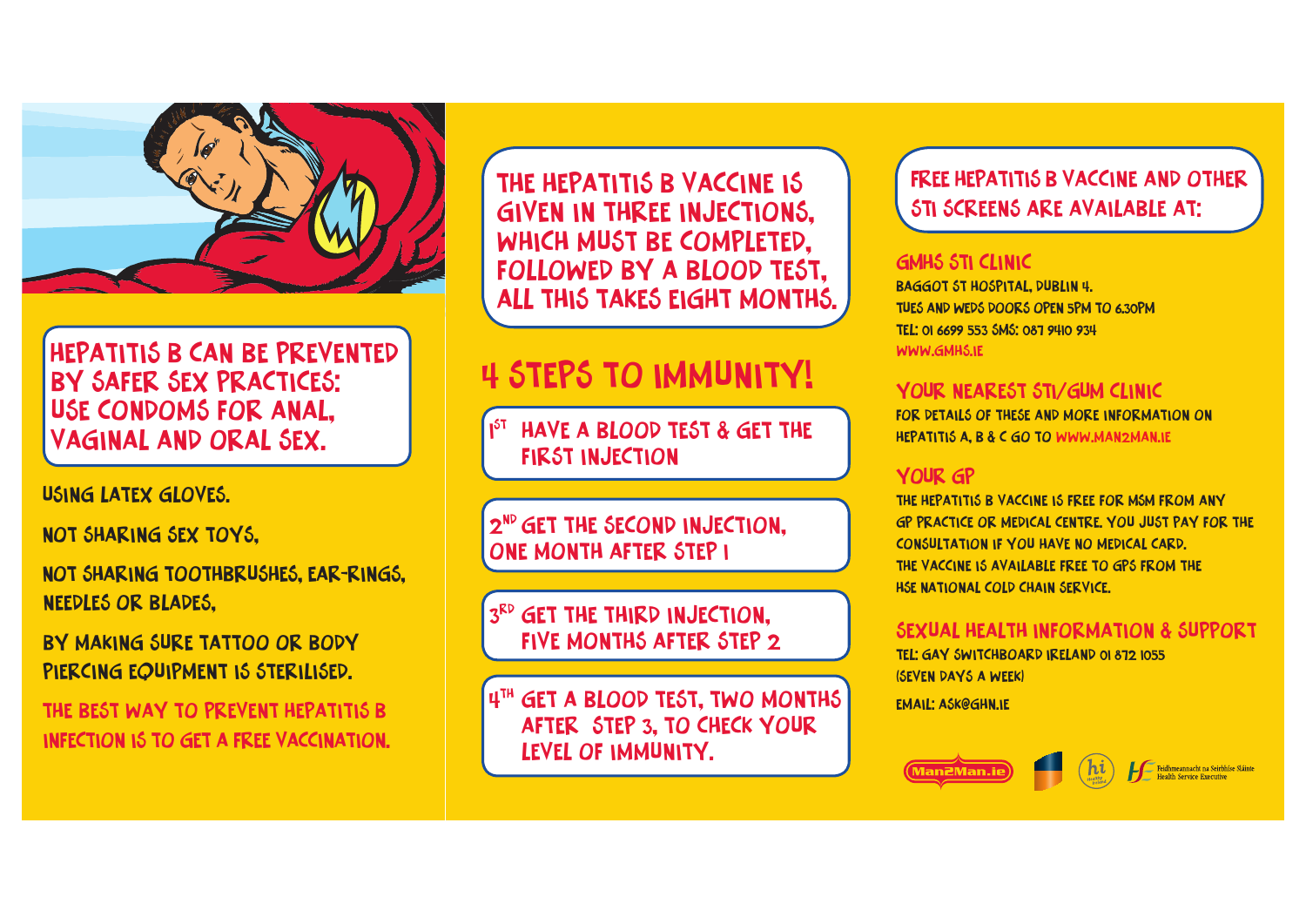## HEPATITIS B CAN BE PREVENTED BY SAFER SEX PRACTICES: USE CONDOMS FOR ANAL, VAGINAL AND ORAL SEX.

USING LATEX GLOVES.

NOT SHARING SEX TOYS,

NOT SHARING TOOTHBRUSHES, EAR-RINGS, NEEDLES OR BLADES,

BY MAKING SURE TATTOO OR BODY PIERCING EQUIPMENT IS STERILISED.

**THE BEST WAY TO PREVENT HEPATITIS B INFECTION IS TO GET A FREE VACCINATION.**

## THE HEPATITIS B VACCINE IS GIVEN IN THREE INJECTIONS, WHICH MUST BE COMPLETED, FOLLOWED BY A BLOOD TEST, ALL THIS TAKES EIGHT MONTHS.

# 4 STEPS TO IMMUNITY!

1ST HAVE A BLOOD TEST & GET THE FIRST INJECTION

2ND GET THE SECOND INJECTION, ONE MONTH AFTER STEP 1

3RD GET THE THIRD INJECTION, FIVE MONTHS AFTER STEP 2

4TH GET A BLOOD TEST, TWO MONTHS AFTER STEP 3, TO CHECK YOUR LEVEL OF IMMUNITY.

## FREE HEPATITIS B VACCINE AND OTHER STI SCREENS ARE AVAILABLE AT:

### GMHS STI CLINIC

BAGGOT ST HOSPITAL, DUBLIN 4.
TUES AND WEDS DOORS OPEN 5PM TO 6.30PM
TEL: 01 6699 553 SMS: 087 9410 934
WWW.GMHS.IE

### YOUR NEAREST STI/GUM CLINIC

FOR DETAILS OF THESE AND MORE INFORMATION ON HEPATITIS A, B & C GO TO WWW.MAN2MAN.IE

### YOUR GP

THE HEPATITIS B VACCINE IS FREE FOR MSM FROM ANY GP PRACTICE OR MEDICAL CENTRE. YOU JUST PAY FOR THE CONSULTATION IF YOU HAVE NO MEDICAL CARD.
THE VACCINE IS AVAILABLE FREE TO GPS FROM THE HSE NATIONAL COLD CHAIN SERVICE.

### SEXUAL HEALTH INFORMATION & SUPPORT

TEL: GAY SWITCHBOARD IRELAND 01 872 1055
(SEVEN DAYS A WEEK)

EMAIL: ASK@GHN.IE

Man2Man.ie

Feidhmeannacht na Seirbhíse Sláinte
Health Service Executive